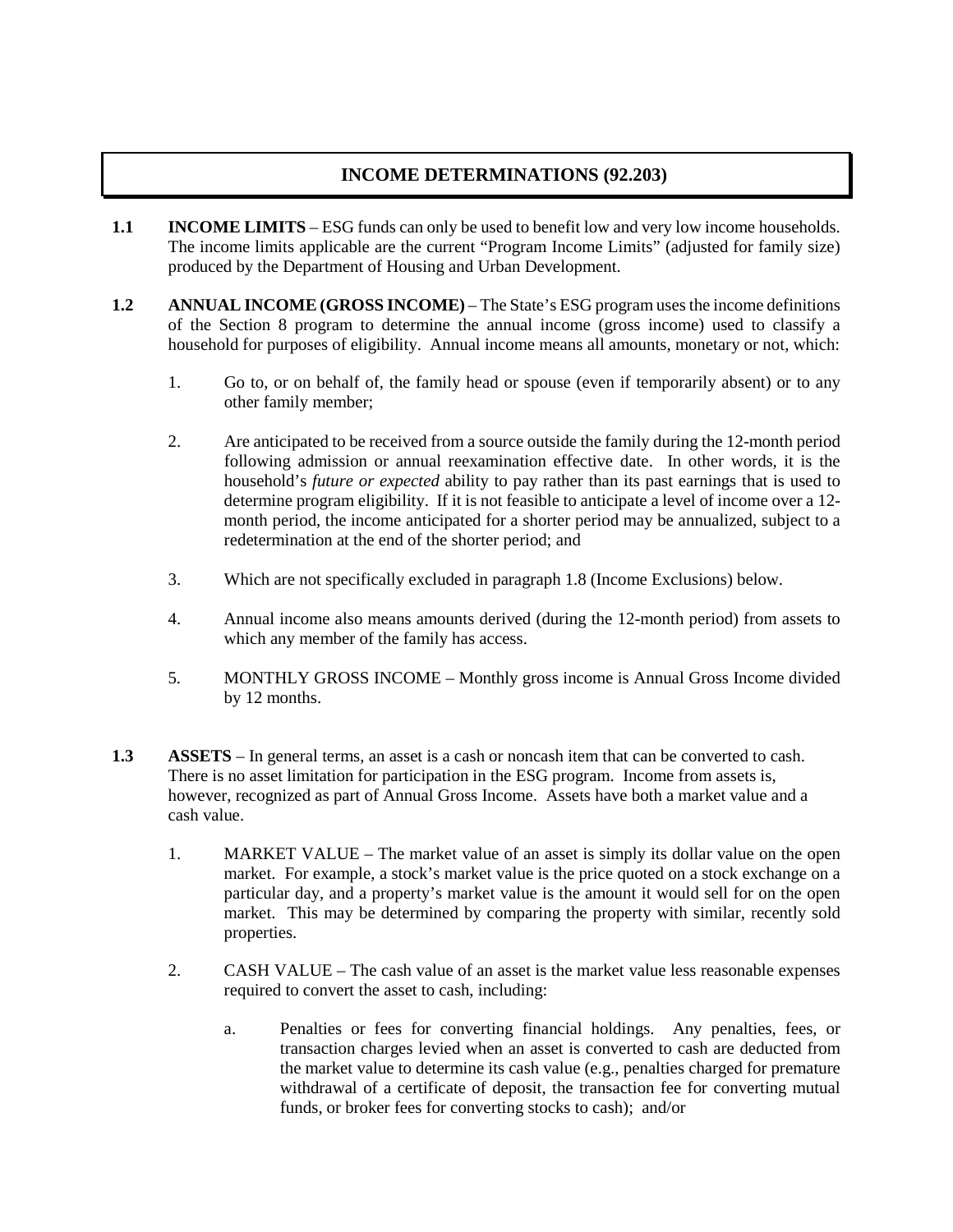# INCOME DETERMINATIONS (92.203)

**1.1 INCOME LIMITS** – ESG funds can only be used to benefit low and very low income households. The income limits applicable are the current "Program Income Limits" (adjusted for family size) produced by the Department of Housing and Urban Development.

**1.2 ANNUAL INCOME (GROSS INCOME)** – The State's ESG program uses the income definitions of the Section 8 program to determine the annual income (gross income) used to classify a household for purposes of eligibility. Annual income means all amounts, monetary or not, which:

1. Go to, or on behalf of, the family head or spouse (even if temporarily absent) or to any other family member;

2. Are anticipated to be received from a source outside the family during the 12-month period following admission or annual reexamination effective date. In other words, it is the household's *future or expected* ability to pay rather than its past earnings that is used to determine program eligibility. If it is not feasible to anticipate a level of income over a 12-month period, the income anticipated for a shorter period may be annualized, subject to a redetermination at the end of the shorter period; and

3. Which are not specifically excluded in paragraph 1.8 (Income Exclusions) below.

4. Annual income also means amounts derived (during the 12-month period) from assets to which any member of the family has access.

5. MONTHLY GROSS INCOME – Monthly gross income is Annual Gross Income divided by 12 months.

**1.3 ASSETS** – In general terms, an asset is a cash or noncash item that can be converted to cash. There is no asset limitation for participation in the ESG program. Income from assets is, however, recognized as part of Annual Gross Income. Assets have both a market value and a cash value.

1. MARKET VALUE – The market value of an asset is simply its dollar value on the open market. For example, a stock's market value is the price quoted on a stock exchange on a particular day, and a property's market value is the amount it would sell for on the open market. This may be determined by comparing the property with similar, recently sold properties.

2. CASH VALUE – The cash value of an asset is the market value less reasonable expenses required to convert the asset to cash, including:

   a. Penalties or fees for converting financial holdings. Any penalties, fees, or transaction charges levied when an asset is converted to cash are deducted from the market value to determine its cash value (e.g., penalties charged for premature withdrawal of a certificate of deposit, the transaction fee for converting mutual funds, or broker fees for converting stocks to cash); and/or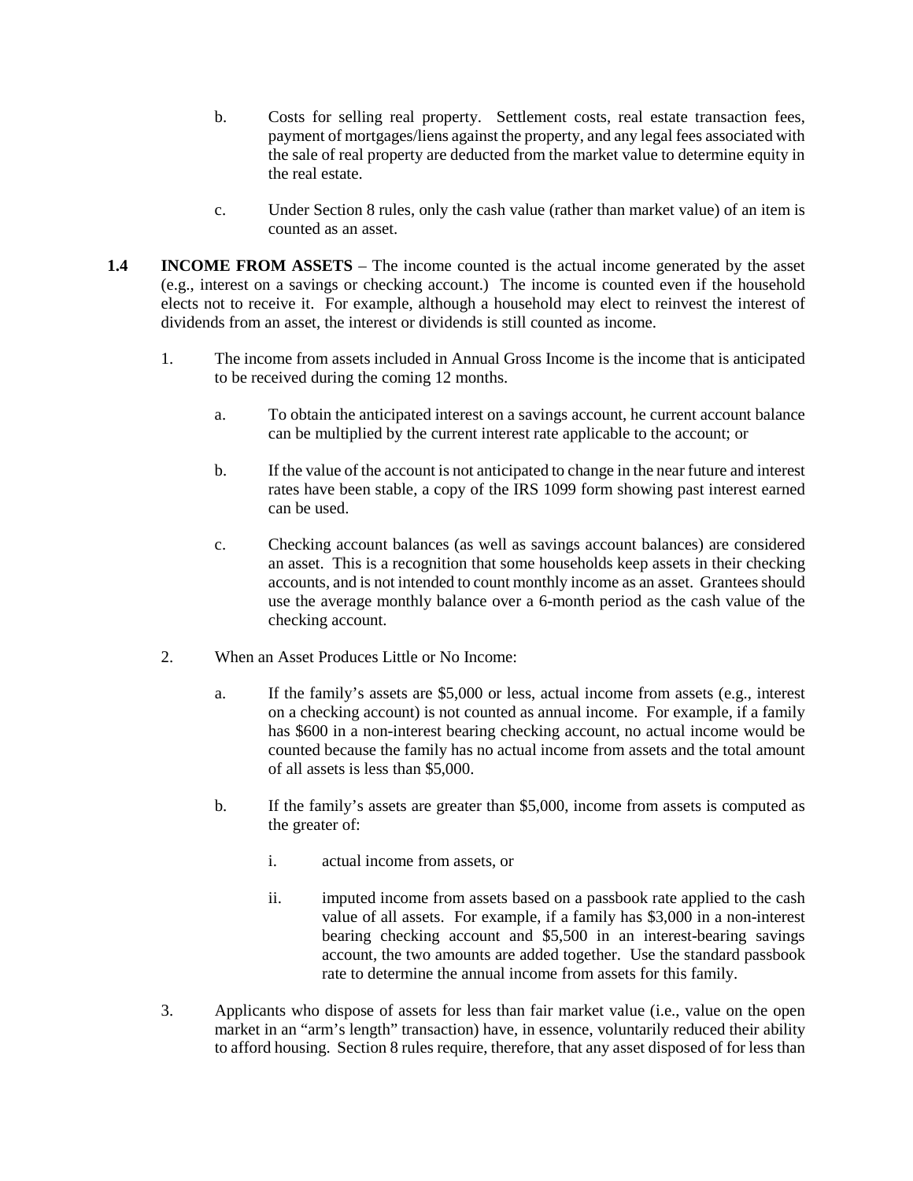b. Costs for selling real property. Settlement costs, real estate transaction fees, payment of mortgages/liens against the property, and any legal fees associated with the sale of real property are deducted from the market value to determine equity in the real estate.

c. Under Section 8 rules, only the cash value (rather than market value) of an item is counted as an asset.

**1.4 INCOME FROM ASSETS** – The income counted is the actual income generated by the asset (e.g., interest on a savings or checking account.) The income is counted even if the household elects not to receive it. For example, although a household may elect to reinvest the interest of dividends from an asset, the interest or dividends is still counted as income.

1. The income from assets included in Annual Gross Income is the income that is anticipated to be received during the coming 12 months.

   a. To obtain the anticipated interest on a savings account, he current account balance can be multiplied by the current interest rate applicable to the account; or

   b. If the value of the account is not anticipated to change in the near future and interest rates have been stable, a copy of the IRS 1099 form showing past interest earned can be used.

   c. Checking account balances (as well as savings account balances) are considered an asset. This is a recognition that some households keep assets in their checking accounts, and is not intended to count monthly income as an asset. Grantees should use the average monthly balance over a 6-month period as the cash value of the checking account.

2. When an Asset Produces Little or No Income:

   a. If the family's assets are $5,000 or less, actual income from assets (e.g., interest on a checking account) is not counted as annual income. For example, if a family has $600 in a non-interest bearing checking account, no actual income would be counted because the family has no actual income from assets and the total amount of all assets is less than $5,000.

   b. If the family's assets are greater than $5,000, income from assets is computed as the greater of:

      i. actual income from assets, or

      ii. imputed income from assets based on a passbook rate applied to the cash value of all assets. For example, if a family has $3,000 in a non-interest bearing checking account and $5,500 in an interest-bearing savings account, the two amounts are added together. Use the standard passbook rate to determine the annual income from assets for this family.

3. Applicants who dispose of assets for less than fair market value (i.e., value on the open market in an "arm's length" transaction) have, in essence, voluntarily reduced their ability to afford housing. Section 8 rules require, therefore, that any asset disposed of for less than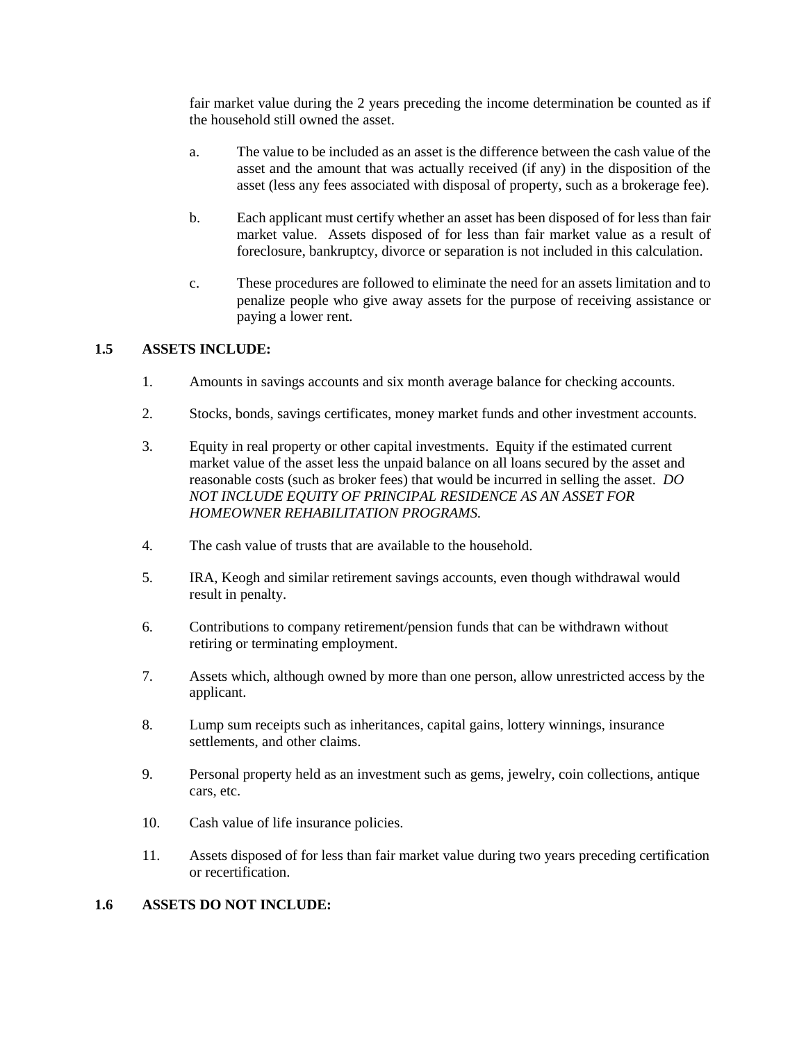fair market value during the 2 years preceding the income determination be counted as if the household still owned the asset.

a. The value to be included as an asset is the difference between the cash value of the asset and the amount that was actually received (if any) in the disposition of the asset (less any fees associated with disposal of property, such as a brokerage fee).

b. Each applicant must certify whether an asset has been disposed of for less than fair market value. Assets disposed of for less than fair market value as a result of foreclosure, bankruptcy, divorce or separation is not included in this calculation.

c. These procedures are followed to eliminate the need for an assets limitation and to penalize people who give away assets for the purpose of receiving assistance or paying a lower rent.

## 1.5 ASSETS INCLUDE:

1. Amounts in savings accounts and six month average balance for checking accounts.

2. Stocks, bonds, savings certificates, money market funds and other investment accounts.

3. Equity in real property or other capital investments. Equity if the estimated current market value of the asset less the unpaid balance on all loans secured by the asset and reasonable costs (such as broker fees) that would be incurred in selling the asset. *DO NOT INCLUDE EQUITY OF PRINCIPAL RESIDENCE AS AN ASSET FOR HOMEOWNER REHABILITATION PROGRAMS.*

4. The cash value of trusts that are available to the household.

5. IRA, Keogh and similar retirement savings accounts, even though withdrawal would result in penalty.

6. Contributions to company retirement/pension funds that can be withdrawn without retiring or terminating employment.

7. Assets which, although owned by more than one person, allow unrestricted access by the applicant.

8. Lump sum receipts such as inheritances, capital gains, lottery winnings, insurance settlements, and other claims.

9. Personal property held as an investment such as gems, jewelry, coin collections, antique cars, etc.

10. Cash value of life insurance policies.

11. Assets disposed of for less than fair market value during two years preceding certification or recertification.

## 1.6 ASSETS DO NOT INCLUDE: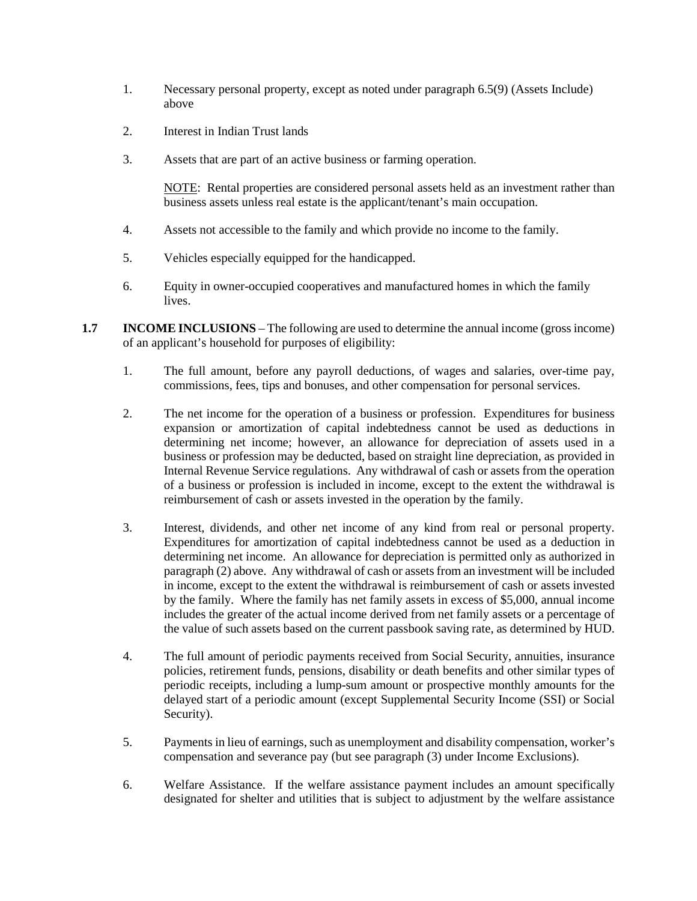1. Necessary personal property, except as noted under paragraph 6.5(9) (Assets Include) above

2. Interest in Indian Trust lands

3. Assets that are part of an active business or farming operation.

   NOTE: Rental properties are considered personal assets held as an investment rather than business assets unless real estate is the applicant/tenant's main occupation.

4. Assets not accessible to the family and which provide no income to the family.

5. Vehicles especially equipped for the handicapped.

6. Equity in owner-occupied cooperatives and manufactured homes in which the family lives.

**1.7 INCOME INCLUSIONS** – The following are used to determine the annual income (gross income) of an applicant's household for purposes of eligibility:

1. The full amount, before any payroll deductions, of wages and salaries, over-time pay, commissions, fees, tips and bonuses, and other compensation for personal services.

2. The net income for the operation of a business or profession. Expenditures for business expansion or amortization of capital indebtedness cannot be used as deductions in determining net income; however, an allowance for depreciation of assets used in a business or profession may be deducted, based on straight line depreciation, as provided in Internal Revenue Service regulations. Any withdrawal of cash or assets from the operation of a business or profession is included in income, except to the extent the withdrawal is reimbursement of cash or assets invested in the operation by the family.

3. Interest, dividends, and other net income of any kind from real or personal property. Expenditures for amortization of capital indebtedness cannot be used as a deduction in determining net income. An allowance for depreciation is permitted only as authorized in paragraph (2) above. Any withdrawal of cash or assets from an investment will be included in income, except to the extent the withdrawal is reimbursement of cash or assets invested by the family. Where the family has net family assets in excess of $5,000, annual income includes the greater of the actual income derived from net family assets or a percentage of the value of such assets based on the current passbook saving rate, as determined by HUD.

4. The full amount of periodic payments received from Social Security, annuities, insurance policies, retirement funds, pensions, disability or death benefits and other similar types of periodic receipts, including a lump-sum amount or prospective monthly amounts for the delayed start of a periodic amount (except Supplemental Security Income (SSI) or Social Security).

5. Payments in lieu of earnings, such as unemployment and disability compensation, worker's compensation and severance pay (but see paragraph (3) under Income Exclusions).

6. Welfare Assistance. If the welfare assistance payment includes an amount specifically designated for shelter and utilities that is subject to adjustment by the welfare assistance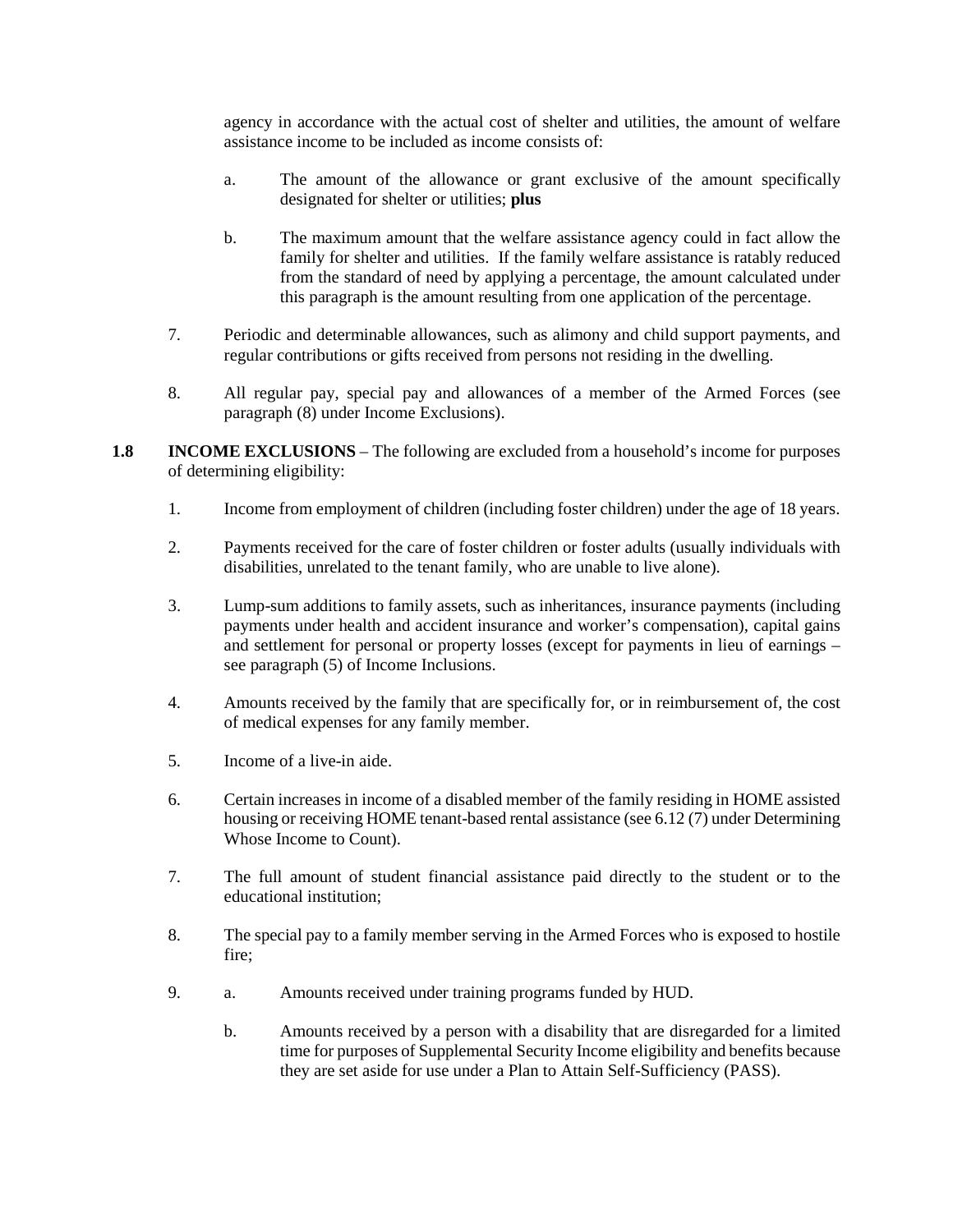agency in accordance with the actual cost of shelter and utilities, the amount of welfare assistance income to be included as income consists of:

a. The amount of the allowance or grant exclusive of the amount specifically designated for shelter or utilities; **plus**

b. The maximum amount that the welfare assistance agency could in fact allow the family for shelter and utilities. If the family welfare assistance is ratably reduced from the standard of need by applying a percentage, the amount calculated under this paragraph is the amount resulting from one application of the percentage.

7. Periodic and determinable allowances, such as alimony and child support payments, and regular contributions or gifts received from persons not residing in the dwelling.

8. All regular pay, special pay and allowances of a member of the Armed Forces (see paragraph (8) under Income Exclusions).

**1.8 INCOME EXCLUSIONS** – The following are excluded from a household's income for purposes of determining eligibility:

1. Income from employment of children (including foster children) under the age of 18 years.

2. Payments received for the care of foster children or foster adults (usually individuals with disabilities, unrelated to the tenant family, who are unable to live alone).

3. Lump-sum additions to family assets, such as inheritances, insurance payments (including payments under health and accident insurance and worker's compensation), capital gains and settlement for personal or property losses (except for payments in lieu of earnings – see paragraph (5) of Income Inclusions.

4. Amounts received by the family that are specifically for, or in reimbursement of, the cost of medical expenses for any family member.

5. Income of a live-in aide.

6. Certain increases in income of a disabled member of the family residing in HOME assisted housing or receiving HOME tenant-based rental assistance (see 6.12 (7) under Determining Whose Income to Count).

7. The full amount of student financial assistance paid directly to the student or to the educational institution;

8. The special pay to a family member serving in the Armed Forces who is exposed to hostile fire;

9. a. Amounts received under training programs funded by HUD.

   b. Amounts received by a person with a disability that are disregarded for a limited time for purposes of Supplemental Security Income eligibility and benefits because they are set aside for use under a Plan to Attain Self-Sufficiency (PASS).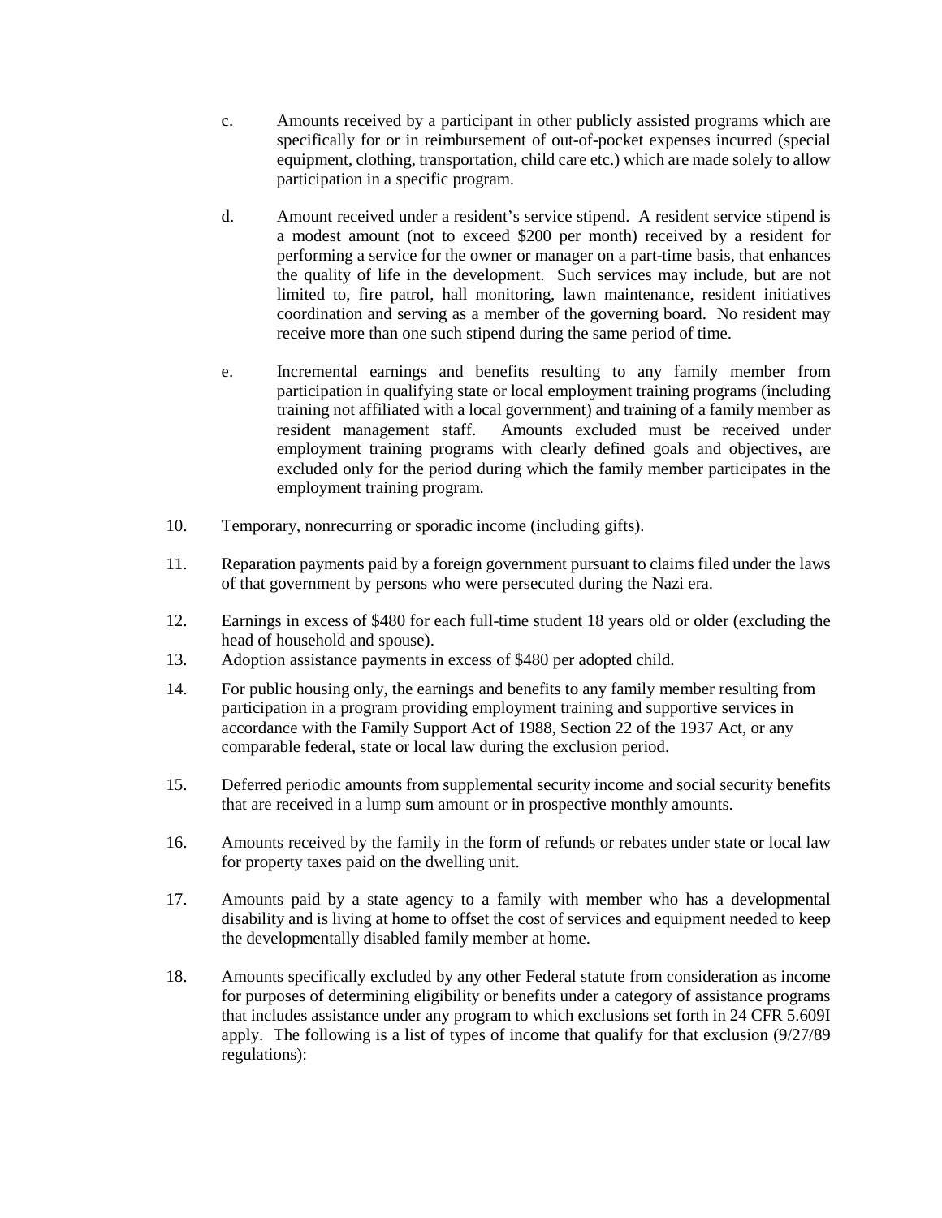c. Amounts received by a participant in other publicly assisted programs which are specifically for or in reimbursement of out-of-pocket expenses incurred (special equipment, clothing, transportation, child care etc.) which are made solely to allow participation in a specific program.

d. Amount received under a resident's service stipend. A resident service stipend is a modest amount (not to exceed $200 per month) received by a resident for performing a service for the owner or manager on a part-time basis, that enhances the quality of life in the development. Such services may include, but are not limited to, fire patrol, hall monitoring, lawn maintenance, resident initiatives coordination and serving as a member of the governing board. No resident may receive more than one such stipend during the same period of time.

e. Incremental earnings and benefits resulting to any family member from participation in qualifying state or local employment training programs (including training not affiliated with a local government) and training of a family member as resident management staff. Amounts excluded must be received under employment training programs with clearly defined goals and objectives, are excluded only for the period during which the family member participates in the employment training program.

10. Temporary, nonrecurring or sporadic income (including gifts).

11. Reparation payments paid by a foreign government pursuant to claims filed under the laws of that government by persons who were persecuted during the Nazi era.

12. Earnings in excess of $480 for each full-time student 18 years old or older (excluding the head of household and spouse).

13. Adoption assistance payments in excess of $480 per adopted child.

14. For public housing only, the earnings and benefits to any family member resulting from participation in a program providing employment training and supportive services in accordance with the Family Support Act of 1988, Section 22 of the 1937 Act, or any comparable federal, state or local law during the exclusion period.

15. Deferred periodic amounts from supplemental security income and social security benefits that are received in a lump sum amount or in prospective monthly amounts.

16. Amounts received by the family in the form of refunds or rebates under state or local law for property taxes paid on the dwelling unit.

17. Amounts paid by a state agency to a family with member who has a developmental disability and is living at home to offset the cost of services and equipment needed to keep the developmentally disabled family member at home.

18. Amounts specifically excluded by any other Federal statute from consideration as income for purposes of determining eligibility or benefits under a category of assistance programs that includes assistance under any program to which exclusions set forth in 24 CFR 5.609I apply. The following is a list of types of income that qualify for that exclusion (9/27/89 regulations):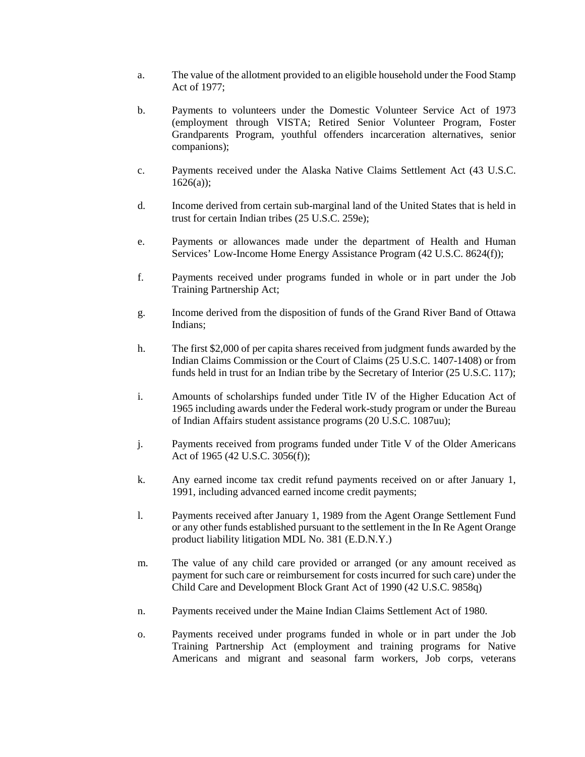a. The value of the allotment provided to an eligible household under the Food Stamp Act of 1977;

b. Payments to volunteers under the Domestic Volunteer Service Act of 1973 (employment through VISTA; Retired Senior Volunteer Program, Foster Grandparents Program, youthful offenders incarceration alternatives, senior companions);

c. Payments received under the Alaska Native Claims Settlement Act (43 U.S.C. 1626(a));

d. Income derived from certain sub-marginal land of the United States that is held in trust for certain Indian tribes (25 U.S.C. 259e);

e. Payments or allowances made under the department of Health and Human Services' Low-Income Home Energy Assistance Program (42 U.S.C. 8624(f));

f. Payments received under programs funded in whole or in part under the Job Training Partnership Act;

g. Income derived from the disposition of funds of the Grand River Band of Ottawa Indians;

h. The first $2,000 of per capita shares received from judgment funds awarded by the Indian Claims Commission or the Court of Claims (25 U.S.C. 1407-1408) or from funds held in trust for an Indian tribe by the Secretary of Interior (25 U.S.C. 117);

i. Amounts of scholarships funded under Title IV of the Higher Education Act of 1965 including awards under the Federal work-study program or under the Bureau of Indian Affairs student assistance programs (20 U.S.C. 1087uu);

j. Payments received from programs funded under Title V of the Older Americans Act of 1965 (42 U.S.C. 3056(f));

k. Any earned income tax credit refund payments received on or after January 1, 1991, including advanced earned income credit payments;

l. Payments received after January 1, 1989 from the Agent Orange Settlement Fund or any other funds established pursuant to the settlement in the In Re Agent Orange product liability litigation MDL No. 381 (E.D.N.Y.)

m. The value of any child care provided or arranged (or any amount received as payment for such care or reimbursement for costs incurred for such care) under the Child Care and Development Block Grant Act of 1990 (42 U.S.C. 9858q)

n. Payments received under the Maine Indian Claims Settlement Act of 1980.

o. Payments received under programs funded in whole or in part under the Job Training Partnership Act (employment and training programs for Native Americans and migrant and seasonal farm workers, Job corps, veterans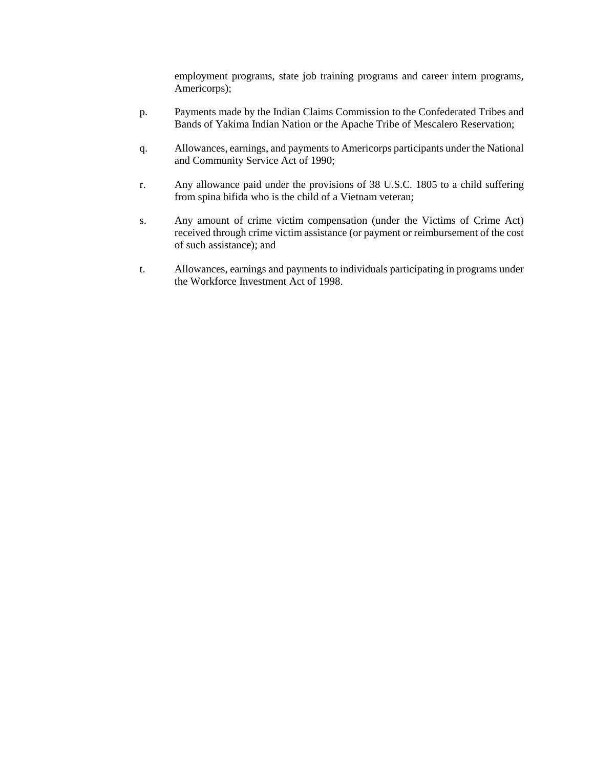employment programs, state job training programs and career intern programs, Americorps);

p. Payments made by the Indian Claims Commission to the Confederated Tribes and Bands of Yakima Indian Nation or the Apache Tribe of Mescalero Reservation;

q. Allowances, earnings, and payments to Americorps participants under the National and Community Service Act of 1990;

r. Any allowance paid under the provisions of 38 U.S.C. 1805 to a child suffering from spina bifida who is the child of a Vietnam veteran;

s. Any amount of crime victim compensation (under the Victims of Crime Act) received through crime victim assistance (or payment or reimbursement of the cost of such assistance); and

t. Allowances, earnings and payments to individuals participating in programs under the Workforce Investment Act of 1998.